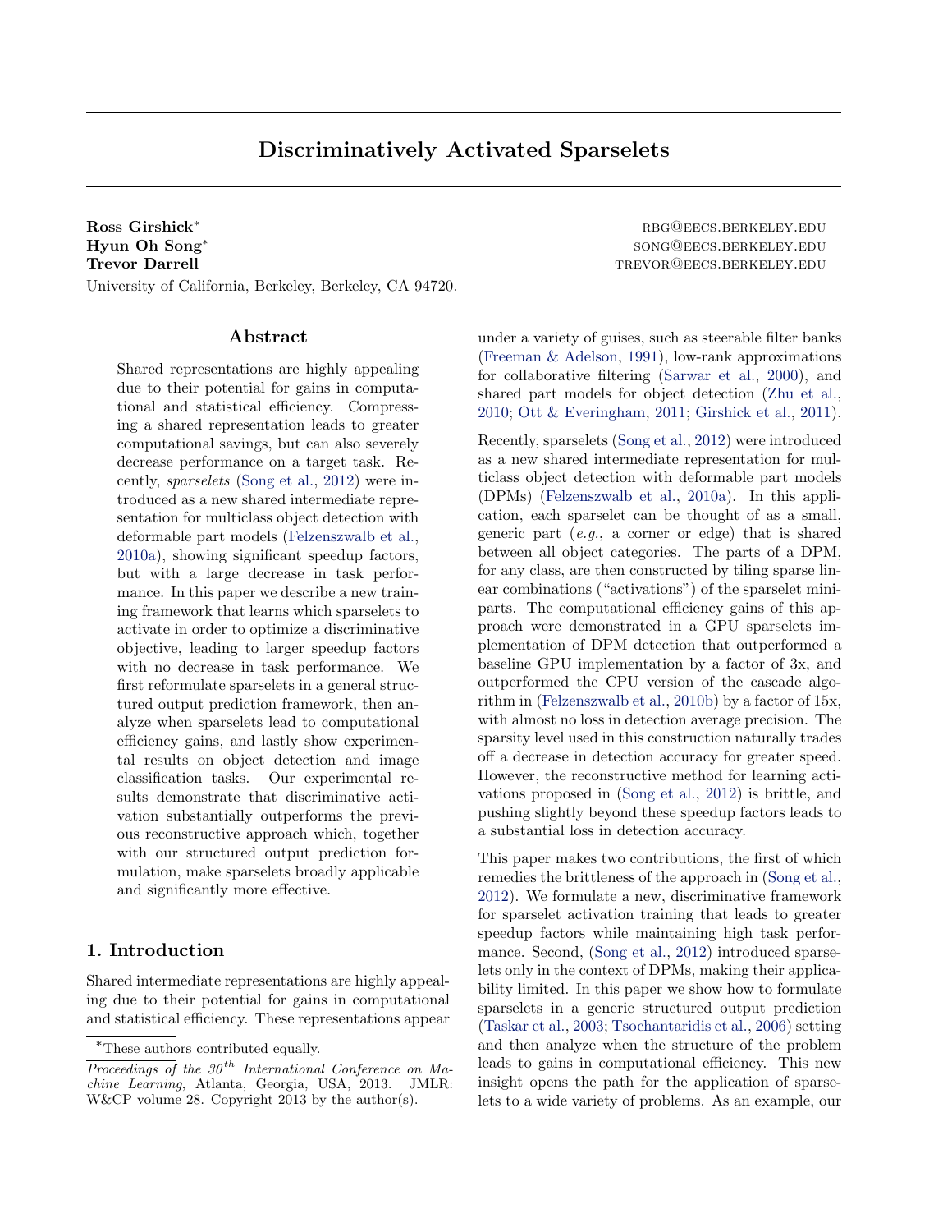# Discriminatively Activated Sparselets

**Ross Girshick*** rbg@eecs.berkeley.edu
**Hyun Oh Song*** song@eecs.berkeley.edu
**Trevor Darrell** trevor@eecs.berkeley.edu
University of California, Berkeley, Berkeley, CA 94720.

## Abstract

Shared representations are highly appealing due to their potential for gains in computational and statistical efficiency. Compressing a shared representation leads to greater computational savings, but can also severely decrease performance on a target task. Recently, *sparselets* (Song et al., 2012) were introduced as a new shared intermediate representation for multiclass object detection with deformable part models (Felzenszwalb et al., 2010a), showing significant speedup factors, but with a large decrease in task performance. In this paper we describe a new training framework that learns which sparselets to activate in order to optimize a discriminative objective, leading to larger speedup factors with no decrease in task performance. We first reformulate sparselets in a general structured output prediction framework, then analyze when sparselets lead to computational efficiency gains, and lastly show experimental results on object detection and image classification tasks. Our experimental results demonstrate that discriminative activation substantially outperforms the previous reconstructive approach which, together with our structured output prediction formulation, make sparselets broadly applicable and significantly more effective.

## 1. Introduction

Shared intermediate representations are highly appealing due to their potential for gains in computational and statistical efficiency. These representations appear under a variety of guises, such as steerable filter banks (Freeman & Adelson, 1991), low-rank approximations for collaborative filtering (Sarwar et al., 2000), and shared part models for object detection (Zhu et al., 2010; Ott & Everingham, 2011; Girshick et al., 2011).

Recently, sparselets (Song et al., 2012) were introduced as a new shared intermediate representation for multiclass object detection with deformable part models (DPMs) (Felzenszwalb et al., 2010a). In this application, each sparselet can be thought of as a small, generic part (*e.g.*, a corner or edge) that is shared between all object categories. The parts of a DPM, for any class, are then constructed by tiling sparse linear combinations ("activations") of the sparselet miniparts. The computational efficiency gains of this approach were demonstrated in a GPU sparselets implementation of DPM detection that outperformed a baseline GPU implementation by a factor of 3x, and outperformed the CPU version of the cascade algorithm in (Felzenszwalb et al., 2010b) by a factor of 15x, with almost no loss in detection average precision. The sparsity level used in this construction naturally trades off a decrease in detection accuracy for greater speed. However, the reconstructive method for learning activations proposed in (Song et al., 2012) is brittle, and pushing slightly beyond these speedup factors leads to a substantial loss in detection accuracy.

This paper makes two contributions, the first of which remedies the brittleness of the approach in (Song et al., 2012). We formulate a new, discriminative framework for sparselet activation training that leads to greater speedup factors while maintaining high task performance. Second, (Song et al., 2012) introduced sparselets only in the context of DPMs, making their applicability limited. In this paper we show how to formulate sparselets in a generic structured output prediction (Taskar et al., 2003; Tsochantaridis et al., 2006) setting and then analyze when the structure of the problem leads to gains in computational efficiency. This new insight opens the path for the application of sparselets to a wide variety of problems. As an example, our

---

*These authors contributed equally.

*Proceedings of the 30th International Conference on Machine Learning*, Atlanta, Georgia, USA, 2013. JMLR: W&CP volume 28. Copyright 2013 by the author(s).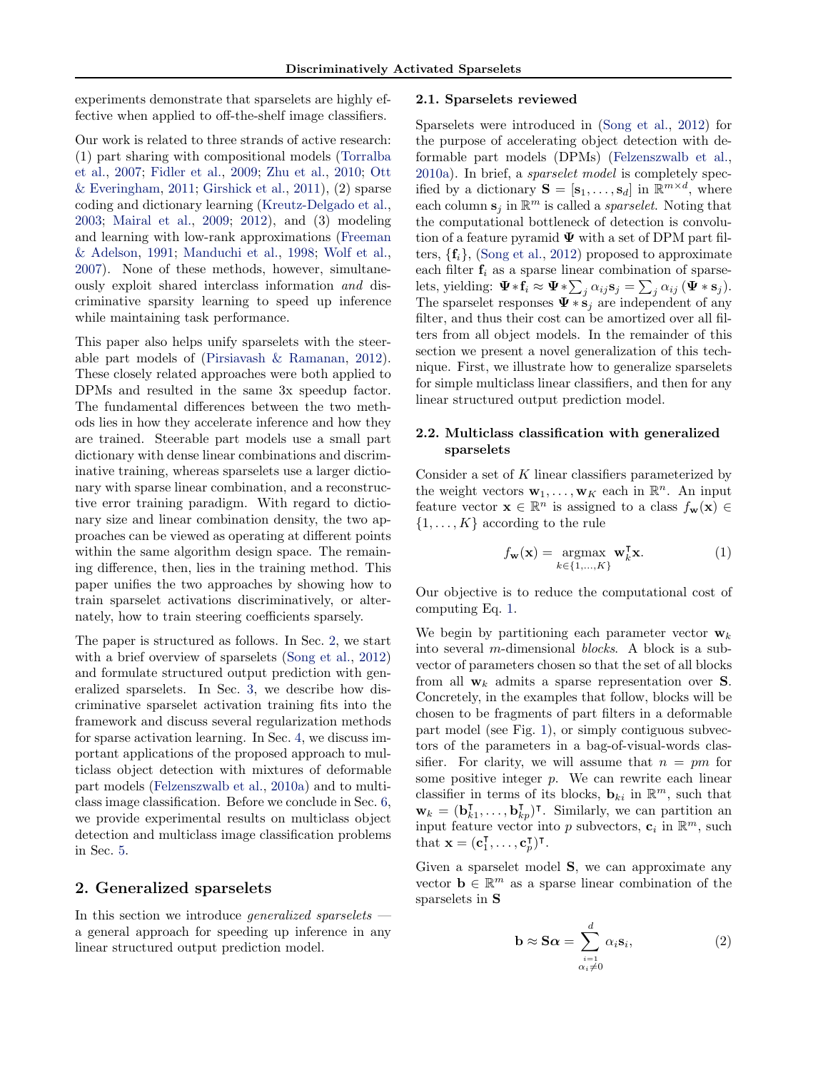experiments demonstrate that sparselets are highly effective when applied to off-the-shelf image classifiers.

Our work is related to three strands of active research: (1) part sharing with compositional models (Torralba et al., 2007; Fidler et al., 2009; Zhu et al., 2010; Ott & Everingham, 2011; Girshick et al., 2011), (2) sparse coding and dictionary learning (Kreutz-Delgado et al., 2003; Mairal et al., 2009; 2012), and (3) modeling and learning with low-rank approximations (Freeman & Adelson, 1991; Manduchi et al., 1998; Wolf et al., 2007). None of these methods, however, simultaneously exploit shared interclass information *and* discriminative sparsity learning to speed up inference while maintaining task performance.

This paper also helps unify sparselets with the steerable part models of (Pirsiavash & Ramanan, 2012). These closely related approaches were both applied to DPMs and resulted in the same 3x speedup factor. The fundamental differences between the two methods lies in how they accelerate inference and how they are trained. Steerable part models use a small part dictionary with dense linear combinations and discriminative training, whereas sparselets use a larger dictionary with sparse linear combination, and a reconstructive error training paradigm. With regard to dictionary size and linear combination density, the two approaches can be viewed as operating at different points within the same algorithm design space. The remaining difference, then, lies in the training method. This paper unifies the two approaches by showing how to train sparselet activations discriminatively, or alternately, how to train steering coefficients sparsely.

The paper is structured as follows. In Sec. 2, we start with a brief overview of sparselets (Song et al., 2012) and formulate structured output prediction with generalized sparselets. In Sec. 3, we describe how discriminative sparselet activation training fits into the framework and discuss several regularization methods for sparse activation learning. In Sec. 4, we discuss important applications of the proposed approach to multiclass object detection with mixtures of deformable part models (Felzenszwalb et al., 2010a) and to multiclass image classification. Before we conclude in Sec. 6, we provide experimental results on multiclass object detection and multiclass image classification problems in Sec. 5.

## 2. Generalized sparselets

In this section we introduce *generalized sparselets* — a general approach for speeding up inference in any linear structured output prediction model.

### 2.1. Sparselets reviewed

Sparselets were introduced in (Song et al., 2012) for the purpose of accelerating object detection with deformable part models (DPMs) (Felzenszwalb et al., 2010a). In brief, a *sparselet model* is completely specified by a dictionary $\mathbf{S} = [\mathbf{s}_1, \ldots, \mathbf{s}_d]$ in $\mathbb{R}^{m \times d}$, where each column $\mathbf{s}_j$ in $\mathbb{R}^m$ is called a *sparselet*. Noting that the computational bottleneck of detection is convolution of a feature pyramid $\mathbf{\Psi}$ with a set of DPM part filters, $\{\mathbf{f}_i\}$, (Song et al., 2012) proposed to approximate each filter $\mathbf{f}_i$ as a sparse linear combination of sparselets, yielding: $\mathbf{\Psi} * \mathbf{f}_i \approx \mathbf{\Psi} * \sum_j \alpha_{ij} \mathbf{s}_j = \sum_j \alpha_{ij} (\mathbf{\Psi} * \mathbf{s}_j)$. The sparselet responses $\mathbf{\Psi} * \mathbf{s}_j$ are independent of any filter, and thus their cost can be amortized over all filters from all object models. In the remainder of this section we present a novel generalization of this technique. First, we illustrate how to generalize sparselets for simple multiclass linear classifiers, and then for any linear structured output prediction model.

### 2.2. Multiclass classification with generalized sparselets

Consider a set of $K$ linear classifiers parameterized by the weight vectors $\mathbf{w}_1, \ldots, \mathbf{w}_K$ each in $\mathbb{R}^n$. An input feature vector $\mathbf{x} \in \mathbb{R}^n$ is assigned to a class $f_{\mathbf{w}}(\mathbf{x}) \in \{1, \ldots, K\}$ according to the rule

$$f_{\mathbf{w}}(\mathbf{x}) = \underset{k \in \{1,\ldots,K\}}{\operatorname{argmax}} \; \mathbf{w}_k^\intercal \mathbf{x}. \tag{1}$$

Our objective is to reduce the computational cost of computing Eq. 1.

We begin by partitioning each parameter vector $\mathbf{w}_k$ into several $m$-dimensional *blocks*. A block is a subvector of parameters chosen so that the set of all blocks from all $\mathbf{w}_k$ admits a sparse representation over $\mathbf{S}$. Concretely, in the examples that follow, blocks will be chosen to be fragments of part filters in a deformable part model (see Fig. 1), or simply contiguous subvectors of the parameters in a bag-of-visual-words classifier. For clarity, we will assume that $n = pm$ for some positive integer $p$. We can rewrite each linear classifier in terms of its blocks, $\mathbf{b}_{ki}$ in $\mathbb{R}^m$, such that $\mathbf{w}_k = (\mathbf{b}_{k1}^\intercal, \ldots, \mathbf{b}_{kp}^\intercal)^\intercal$. Similarly, we can partition an input feature vector into $p$ subvectors, $\mathbf{c}_i$ in $\mathbb{R}^m$, such that $\mathbf{x} = (\mathbf{c}_1^\intercal, \ldots, \mathbf{c}_p^\intercal)^\intercal$.

Given a sparselet model $\mathbf{S}$, we can approximate any vector $\mathbf{b} \in \mathbb{R}^m$ as a sparse linear combination of the sparselets in $\mathbf{S}$

$$\mathbf{b} \approx \mathbf{S}\boldsymbol{\alpha} = \sum_{\substack{i=1 \\ \alpha_i \neq 0}}^{d} \alpha_i \mathbf{s}_i, \tag{2}$$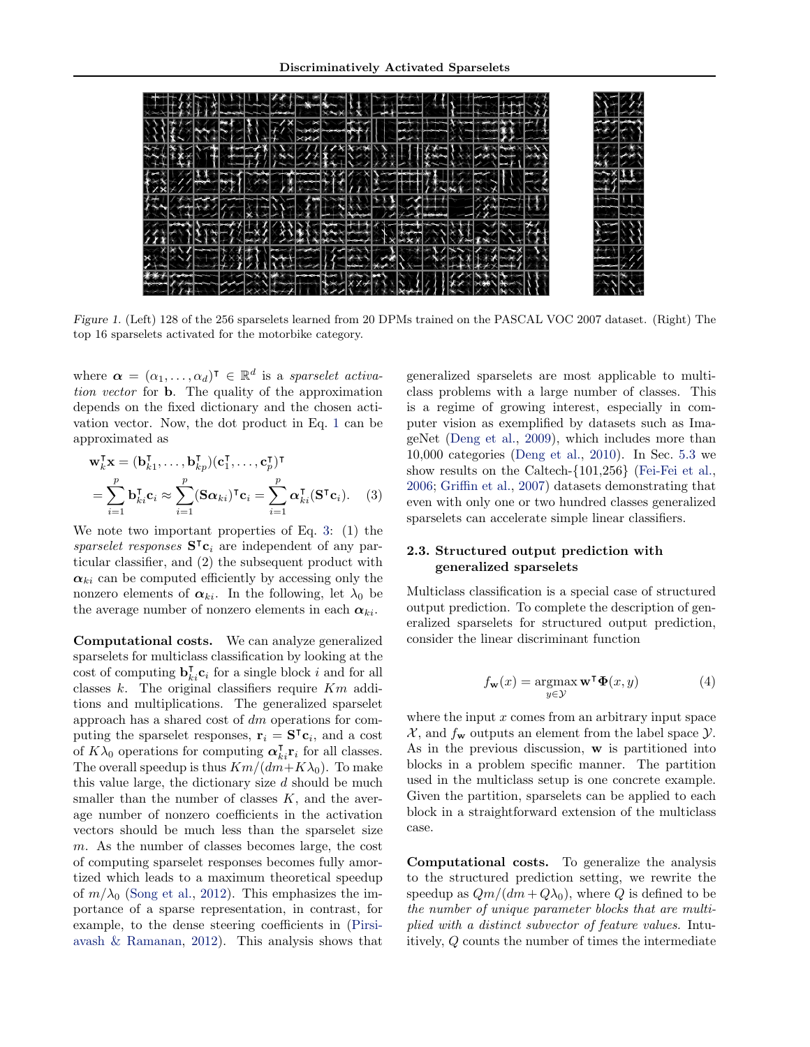Figure 1. (Left) 128 of the 256 sparselets learned from 20 DPMs trained on the PASCAL VOC 2007 dataset. (Right) The top 16 sparselets activated for the motorbike category.

where $\boldsymbol{\alpha} = (\alpha_1, \ldots, \alpha_d)^\intercal \in \mathbb{R}^d$ is a *sparselet activation vector* for $\mathbf{b}$. The quality of the approximation depends on the fixed dictionary and the chosen activation vector. Now, the dot product in Eq. 1 can be approximated as

$$\mathbf{w}_k^\intercal \mathbf{x} = (\mathbf{b}_{k1}^\intercal, \ldots, \mathbf{b}_{kp}^\intercal)(\mathbf{c}_1^\intercal, \ldots, \mathbf{c}_p^\intercal)^\intercal$$
$$= \sum_{i=1}^{p} \mathbf{b}_{ki}^\intercal \mathbf{c}_i \approx \sum_{i=1}^{p} (\mathbf{S}\boldsymbol{\alpha}_{ki})^\intercal \mathbf{c}_i = \sum_{i=1}^{p} \boldsymbol{\alpha}_{ki}^\intercal (\mathbf{S}^\intercal \mathbf{c}_i). \quad (3)$$

We note two important properties of Eq. 3: (1) the *sparselet responses* $\mathbf{S}^\intercal \mathbf{c}_i$ are independent of any particular classifier, and (2) the subsequent product with $\boldsymbol{\alpha}_{ki}$ can be computed efficiently by accessing only the nonzero elements of $\boldsymbol{\alpha}_{ki}$. In the following, let $\lambda_0$ be the average number of nonzero elements in each $\boldsymbol{\alpha}_{ki}$.

**Computational costs.** We can analyze generalized sparselets for multiclass classification by looking at the cost of computing $\mathbf{b}_{ki}^\intercal \mathbf{c}_i$ for a single block $i$ and for all classes $k$. The original classifiers require $Km$ additions and multiplications. The generalized sparselet approach has a shared cost of $dm$ operations for computing the sparselet responses, $\mathbf{r}_i = \mathbf{S}^\intercal \mathbf{c}_i$, and a cost of $K\lambda_0$ operations for computing $\boldsymbol{\alpha}_{ki}^\intercal \mathbf{r}_i$ for all classes. The overall speedup is thus $Km/(dm+K\lambda_0)$. To make this value large, the dictionary size $d$ should be much smaller than the number of classes $K$, and the average number of nonzero coefficients in the activation vectors should be much less than the sparselet size $m$. As the number of classes becomes large, the cost of computing sparselet responses becomes fully amortized which leads to a maximum theoretical speedup of $m/\lambda_0$ (Song et al., 2012). This emphasizes the importance of a sparse representation, in contrast, for example, to the dense steering coefficients in (Pirsiavash & Ramanan, 2012). This analysis shows that generalized sparselets are most applicable to multiclass problems with a large number of classes. This is a regime of growing interest, especially in computer vision as exemplified by datasets such as ImageNet (Deng et al., 2009), which includes more than 10,000 categories (Deng et al., 2010). In Sec. 5.3 we show results on the Caltech-{101,256} (Fei-Fei et al., 2006; Griffin et al., 2007) datasets demonstrating that even with only one or two hundred classes generalized sparselets can accelerate simple linear classifiers.

### 2.3. Structured output prediction with generalized sparselets

Multiclass classification is a special case of structured output prediction. To complete the description of generalized sparselets for structured output prediction, consider the linear discriminant function

$$f_{\mathbf{w}}(x) = \underset{y \in \mathcal{Y}}{\operatorname{argmax}}\, \mathbf{w}^\intercal \boldsymbol{\Phi}(x, y) \quad (4)$$

where the input $x$ comes from an arbitrary input space $\mathcal{X}$, and $f_{\mathbf{w}}$ outputs an element from the label space $\mathcal{Y}$. As in the previous discussion, $\mathbf{w}$ is partitioned into blocks in a problem specific manner. The partition used in the multiclass setup is one concrete example. Given the partition, sparselets can be applied to each block in a straightforward extension of the multiclass case.

**Computational costs.** To generalize the analysis to the structured prediction setting, we rewrite the speedup as $Qm/(dm + Q\lambda_0)$, where $Q$ is defined to be *the number of unique parameter blocks that are multiplied with a distinct subvector of feature values.* Intuitively, $Q$ counts the number of times the intermediate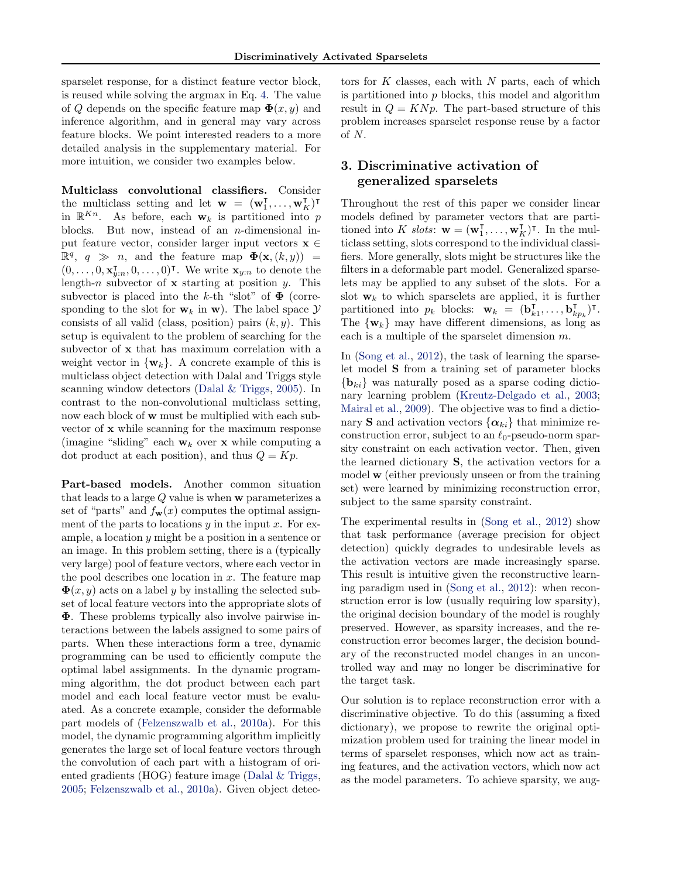sparselet response, for a distinct feature vector block, is reused while solving the argmax in Eq. 4. The value of $Q$ depends on the specific feature map $\mathbf{\Phi}(x, y)$ and inference algorithm, and in general may vary across feature blocks. We point interested readers to a more detailed analysis in the supplementary material. For more intuition, we consider two examples below.

**Multiclass convolutional classifiers.** Consider the multiclass setting and let $\mathbf{w} = (\mathbf{w}_1^\intercal, \ldots, \mathbf{w}_K^\intercal)^\intercal$ in $\mathbb{R}^{Kn}$. As before, each $\mathbf{w}_k$ is partitioned into $p$ blocks. But now, instead of an $n$-dimensional input feature vector, consider larger input vectors $\mathbf{x} \in \mathbb{R}^q$, $q \gg n$, and the feature map $\mathbf{\Phi}(\mathbf{x}, (k, y)) = (0, \ldots, 0, \mathbf{x}_{y:n}^\intercal, 0, \ldots, 0)^\intercal$. We write $\mathbf{x}_{y:n}$ to denote the length-$n$ subvector of $\mathbf{x}$ starting at position $y$. This subvector is placed into the $k$-th "slot" of $\mathbf{\Phi}$ (corresponding to the slot for $\mathbf{w}_k$ in $\mathbf{w}$). The label space $\mathcal{Y}$ consists of all valid (class, position) pairs $(k, y)$. This setup is equivalent to the problem of searching for the subvector of $\mathbf{x}$ that has maximum correlation with a weight vector in $\{\mathbf{w}_k\}$. A concrete example of this is multiclass object detection with Dalal and Triggs style scanning window detectors (Dalal & Triggs, 2005). In contrast to the non-convolutional multiclass setting, now each block of $\mathbf{w}$ must be multiplied with each subvector of $\mathbf{x}$ while scanning for the maximum response (imagine "sliding" each $\mathbf{w}_k$ over $\mathbf{x}$ while computing a dot product at each position), and thus $Q = Kp$.

**Part-based models.** Another common situation that leads to a large $Q$ value is when $\mathbf{w}$ parameterizes a set of "parts" and $f_{\mathbf{w}}(x)$ computes the optimal assignment of the parts to locations $y$ in the input $x$. For example, a location $y$ might be a position in a sentence or an image. In this problem setting, there is a (typically very large) pool of feature vectors, where each vector in the pool describes one location in $x$. The feature map $\mathbf{\Phi}(x, y)$ acts on a label $y$ by installing the selected subset of local feature vectors into the appropriate slots of $\mathbf{\Phi}$. These problems typically also involve pairwise interactions between the labels assigned to some pairs of parts. When these interactions form a tree, dynamic programming can be used to efficiently compute the optimal label assignments. In the dynamic programming algorithm, the dot product between each part model and each local feature vector must be evaluated. As a concrete example, consider the deformable part models of (Felzenszwalb et al., 2010a). For this model, the dynamic programming algorithm implicitly generates the large set of local feature vectors through the convolution of each part with a histogram of oriented gradients (HOG) feature image (Dalal & Triggs, 2005; Felzenszwalb et al., 2010a). Given object detectors for $K$ classes, each with $N$ parts, each of which is partitioned into $p$ blocks, this model and algorithm result in $Q = KNp$. The part-based structure of this problem increases sparselet response reuse by a factor of $N$.

## 3. Discriminative activation of generalized sparselets

Throughout the rest of this paper we consider linear models defined by parameter vectors that are partitioned into $K$ *slots*: $\mathbf{w} = (\mathbf{w}_1^\intercal, \ldots, \mathbf{w}_K^\intercal)^\intercal$. In the multiclass setting, slots correspond to the individual classifiers. More generally, slots might be structures like the filters in a deformable part model. Generalized sparselets may be applied to any subset of the slots. For a slot $\mathbf{w}_k$ to which sparselets are applied, it is further partitioned into $p_k$ blocks: $\mathbf{w}_k = (\mathbf{b}_{k1}^\intercal, \ldots, \mathbf{b}_{kp_k}^\intercal)^\intercal$. The $\{\mathbf{w}_k\}$ may have different dimensions, as long as each is a multiple of the sparselet dimension $m$.

In (Song et al., 2012), the task of learning the sparselet model $\mathbf{S}$ from a training set of parameter blocks $\{\mathbf{b}_{ki}\}$ was naturally posed as a sparse coding dictionary learning problem (Kreutz-Delgado et al., 2003; Mairal et al., 2009). The objective was to find a dictionary $\mathbf{S}$ and activation vectors $\{\boldsymbol{\alpha}_{ki}\}$ that minimize reconstruction error, subject to an $\ell_0$-pseudo-norm sparsity constraint on each activation vector. Then, given the learned dictionary $\mathbf{S}$, the activation vectors for a model $\mathbf{w}$ (either previously unseen or from the training set) were learned by minimizing reconstruction error, subject to the same sparsity constraint.

The experimental results in (Song et al., 2012) show that task performance (average precision for object detection) quickly degrades to undesirable levels as the activation vectors are made increasingly sparse. This result is intuitive given the reconstructive learning paradigm used in (Song et al., 2012): when reconstruction error is low (usually requiring low sparsity), the original decision boundary of the model is roughly preserved. However, as sparsity increases, and the reconstruction error becomes larger, the decision boundary of the reconstructed model changes in an uncontrolled way and may no longer be discriminative for the target task.

Our solution is to replace reconstruction error with a discriminative objective. To do this (assuming a fixed dictionary), we propose to rewrite the original optimization problem used for training the linear model in terms of sparselet responses, which now act as training features, and the activation vectors, which now act as the model parameters. To achieve sparsity, we aug-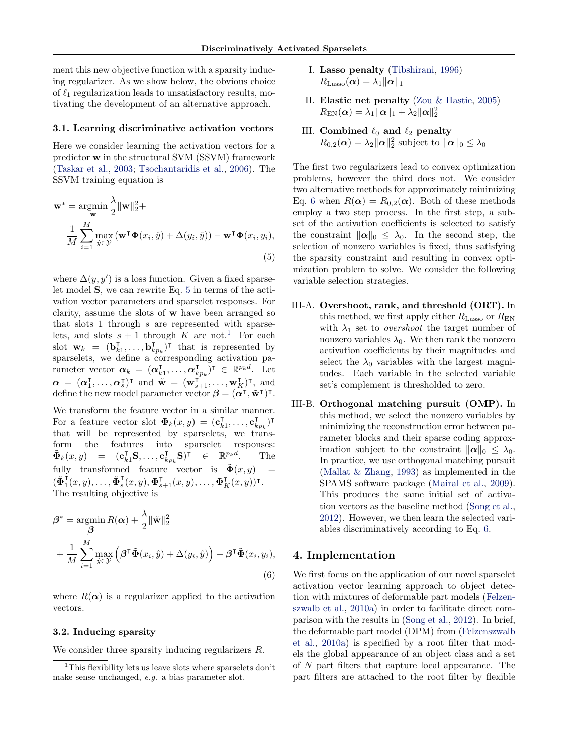ment this new objective function with a sparsity inducing regularizer. As we show below, the obvious choice of $\ell_1$ regularization leads to unsatisfactory results, motivating the development of an alternative approach.

### 3.1. Learning discriminative activation vectors

Here we consider learning the activation vectors for a predictor $\mathbf{w}$ in the structural SVM (SSVM) framework (Taskar et al., 2003; Tsochantaridis et al., 2006). The SSVM training equation is

$$\mathbf{w}^* = \underset{\mathbf{w}}{\operatorname{argmin}} \frac{\lambda}{2}\|\mathbf{w}\|_2^2 + \frac{1}{M}\sum_{i=1}^{M} \max_{\hat{y}\in\mathcal{Y}} \left(\mathbf{w}^\intercal \mathbf{\Phi}(x_i,\hat{y}) + \Delta(y_i,\hat{y})\right) - \mathbf{w}^\intercal \mathbf{\Phi}(x_i,y_i), \tag{5}$$

where $\Delta(y,y')$ is a loss function. Given a fixed sparselet model $\mathbf{S}$, we can rewrite Eq. 5 in terms of the activation vector parameters and sparselet responses. For clarity, assume the slots of $\mathbf{w}$ have been arranged so that slots 1 through $s$ are represented with sparselets, and slots $s+1$ through $K$ are not.[1] For each slot $\mathbf{w}_k = (\mathbf{b}_{k1}^\intercal, \ldots, \mathbf{b}_{kp_k}^\intercal)^\intercal$ that is represented by sparselets, we define a corresponding activation parameter vector $\boldsymbol{\alpha}_k = (\boldsymbol{\alpha}_{k1}^\intercal, \ldots, \boldsymbol{\alpha}_{kp_k}^\intercal)^\intercal \in \mathbb{R}^{p_k d}$. Let $\boldsymbol{\alpha} = (\boldsymbol{\alpha}_1^\intercal, \ldots, \boldsymbol{\alpha}_s^\intercal)^\intercal$ and $\tilde{\mathbf{w}} = (\mathbf{w}_{s+1}^\intercal, \ldots, \mathbf{w}_K^\intercal)^\intercal$, and define the new model parameter vector $\boldsymbol{\beta} = (\boldsymbol{\alpha}^\intercal, \tilde{\mathbf{w}}^\intercal)^\intercal$.

We transform the feature vector in a similar manner. For a feature vector slot $\mathbf{\Phi}_k(x,y) = (\mathbf{c}_{k1}^\intercal, \ldots, \mathbf{c}_{kp_k}^\intercal)^\intercal$ that will be represented by sparselets, we transform the features into sparselet responses: $\tilde{\mathbf{\Phi}}_k(x,y) = (\mathbf{c}_{k1}^\intercal\mathbf{S}, \ldots, \mathbf{c}_{kp_k}^\intercal\mathbf{S})^\intercal \in \mathbb{R}^{p_k d}$. The fully transformed feature vector is $\tilde{\mathbf{\Phi}}(x,y) = (\tilde{\mathbf{\Phi}}_1^\intercal(x,y), \ldots, \tilde{\mathbf{\Phi}}_s^\intercal(x,y), \mathbf{\Phi}_{s+1}^\intercal(x,y), \ldots, \mathbf{\Phi}_K^\intercal(x,y))^\intercal$. The resulting objective is

$$\boldsymbol{\beta}^* = \underset{\boldsymbol{\beta}}{\operatorname{argmin}}\, R(\boldsymbol{\alpha}) + \frac{\lambda}{2}\|\tilde{\mathbf{w}}\|_2^2 + \frac{1}{M}\sum_{i=1}^{M} \max_{\hat{y}\in\mathcal{Y}} \left(\boldsymbol{\beta}^\intercal \tilde{\mathbf{\Phi}}(x_i,\hat{y}) + \Delta(y_i,\hat{y})\right) - \boldsymbol{\beta}^\intercal \tilde{\mathbf{\Phi}}(x_i,y_i), \tag{6}$$

where $R(\boldsymbol{\alpha})$ is a regularizer applied to the activation vectors.

### 3.2. Inducing sparsity

We consider three sparsity inducing regularizers $R$.

I. **Lasso penalty** (Tibshirani, 1996)
$R_{\text{Lasso}}(\boldsymbol{\alpha}) = \lambda_1\|\boldsymbol{\alpha}\|_1$

II. **Elastic net penalty** (Zou & Hastie, 2005)
$R_{\text{EN}}(\boldsymbol{\alpha}) = \lambda_1\|\boldsymbol{\alpha}\|_1 + \lambda_2\|\boldsymbol{\alpha}\|_2^2$

III. **Combined $\ell_0$ and $\ell_2$ penalty**
$R_{0,2}(\boldsymbol{\alpha}) = \lambda_2\|\boldsymbol{\alpha}\|_2^2$ subject to $\|\boldsymbol{\alpha}\|_0 \le \lambda_0$

The first two regularizers lead to convex optimization problems, however the third does not. We consider two alternative methods for approximately minimizing Eq. 6 when $R(\boldsymbol{\alpha}) = R_{0,2}(\boldsymbol{\alpha})$. Both of these methods employ a two step process. In the first step, a subset of the activation coefficients is selected to satisfy the constraint $\|\boldsymbol{\alpha}\|_0 \le \lambda_0$. In the second step, the selection of nonzero variables is fixed, thus satisfying the sparsity constraint and resulting in convex optimization problem to solve. We consider the following variable selection strategies.

III-A. **Overshoot, rank, and threshold (ORT).** In this method, we first apply either $R_{\text{Lasso}}$ or $R_{\text{EN}}$ with $\lambda_1$ set to *overshoot* the target number of nonzero variables $\lambda_0$. We then rank the nonzero activation coefficients by their magnitudes and select the $\lambda_0$ variables with the largest magnitudes. Each variable in the selected variable set's complement is thresholded to zero.

III-B. **Orthogonal matching pursuit (OMP).** In this method, we select the nonzero variables by minimizing the reconstruction error between parameter blocks and their sparse coding approximation subject to the constraint $\|\boldsymbol{\alpha}\|_0 \le \lambda_0$. In practice, we use orthogonal matching pursuit (Mallat & Zhang, 1993) as implemented in the SPAMS software package (Mairal et al., 2009). This produces the same initial set of activation vectors as the baseline method (Song et al., 2012). However, we then learn the selected variables discriminatively according to Eq. 6.

## 4. Implementation

We first focus on the application of our novel sparselet activation vector learning approach to object detection with mixtures of deformable part models (Felzenszwalb et al., 2010a) in order to facilitate direct comparison with the results in (Song et al., 2012). In brief, the deformable part model (DPM) from (Felzenszwalb et al., 2010a) is specified by a root filter that models the global appearance of an object class and a set of $N$ part filters that capture local appearance. The part filters are attached to the root filter by flexible

[1] This flexibility lets us leave slots where sparselets don't make sense unchanged, *e.g.* a bias parameter slot.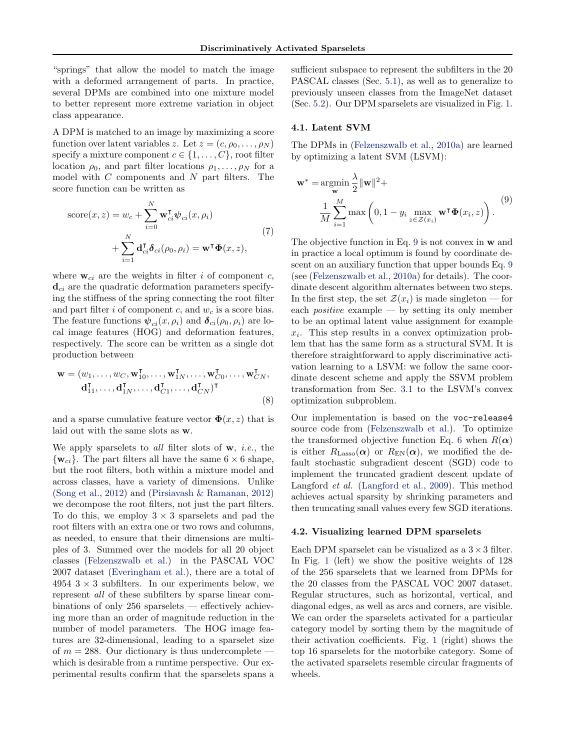"springs" that allow the model to match the image with a deformed arrangement of parts. In practice, several DPMs are combined into one mixture model to better represent more extreme variation in object class appearance.

A DPM is matched to an image by maximizing a score function over latent variables $z$. Let $z = (c, \rho_0, \ldots, \rho_N)$ specify a mixture component $c \in \{1, \ldots, C\}$, root filter location $\rho_0$, and part filter locations $\rho_1, \ldots, \rho_N$ for a model with $C$ components and $N$ part filters. The score function can be written as

$$
\begin{aligned}
\text{score}(x, z) = w_c + \sum_{i=0}^{N} \mathbf{w}_{ci}^{\intercal} \boldsymbol{\psi}_{ci}(x, \rho_i) \\
+ \sum_{i=1}^{N} \mathbf{d}_{ci}^{\intercal} \boldsymbol{\delta}_{ci}(\rho_0, \rho_i) = \mathbf{w}^{\intercal} \boldsymbol{\Phi}(x, z),
\end{aligned}
\tag{7}
$$

where $\mathbf{w}_{ci}$ are the weights in filter $i$ of component $c$, $\mathbf{d}_{ci}$ are the quadratic deformation parameters specifying the stiffness of the spring connecting the root filter and part filter $i$ of component $c$, and $w_c$ is a score bias. The feature functions $\boldsymbol{\psi}_{ci}(x, \rho_i)$ and $\boldsymbol{\delta}_{ci}(\rho_0, \rho_i)$ are local image features (HOG) and deformation features, respectively. The score can be written as a single dot production between

$$
\begin{aligned}
\mathbf{w} = (w_1, \ldots, w_C, \mathbf{w}_{10}^{\intercal}, \ldots, \mathbf{w}_{1N}^{\intercal}, \ldots, \mathbf{w}_{C0}^{\intercal}, \ldots, \mathbf{w}_{CN}^{\intercal}, \\
\mathbf{d}_{11}^{\intercal}, \ldots, \mathbf{d}_{1N}^{\intercal}, \ldots, \mathbf{d}_{C1}^{\intercal}, \ldots, \mathbf{d}_{CN}^{\intercal})^{\intercal}
\end{aligned}
\tag{8}
$$

and a sparse cumulative feature vector $\boldsymbol{\Phi}(x, z)$ that is laid out with the same slots as $\mathbf{w}$.

We apply sparselets to *all* filter slots of $\mathbf{w}$, *i.e.*, the $\{\mathbf{w}_{ci}\}$. The part filters all have the same $6 \times 6$ shape, but the root filters, both within a mixture model and across classes, have a variety of dimensions. Unlike (Song et al., 2012) and (Pirsiavash & Ramanan, 2012) we decompose the root filters, not just the part filters. To do this, we employ $3 \times 3$ sparselets and pad the root filters with an extra one or two rows and columns, as needed, to ensure that their dimensions are multiples of 3. Summed over the models for all 20 object classes (Felzenszwalb et al.) in the PASCAL VOC 2007 dataset (Everingham et al.), there are a total of 4954 $3 \times 3$ subfilters. In our experiments below, we represent *all* of these subfilters by sparse linear combinations of only 256 sparselets — effectively achieving more than an order of magnitude reduction in the number of model parameters. The HOG image features are 32-dimensional, leading to a sparselet size of $m = 288$. Our dictionary is thus undercomplete — which is desirable from a runtime perspective. Our experimental results confirm that the sparselets spans a sufficient subspace to represent the subfilters in the 20 PASCAL classes (Sec. 5.1), as well as to generalize to previously unseen classes from the ImageNet dataset (Sec. 5.2). Our DPM sparselets are visualized in Fig. 1.

### 4.1. Latent SVM

The DPMs in (Felzenszwalb et al., 2010a) are learned by optimizing a latent SVM (LSVM):

$$
\begin{aligned}
\mathbf{w}^* = \underset{\mathbf{w}}{\operatorname{argmin}} \frac{\lambda}{2} \|\mathbf{w}\|^2 + \\
\frac{1}{M} \sum_{i=1}^{M} \max\left(0, 1 - y_i \max_{z \in \mathcal{Z}(x_i)} \mathbf{w}^{\intercal} \boldsymbol{\Phi}(x_i, z)\right).
\end{aligned}
\tag{9}
$$

The objective function in Eq. 9 is not convex in $\mathbf{w}$ and in practice a local optimum is found by coordinate descent on an auxiliary function that upper bounds Eq. 9 (see (Felzenszwalb et al., 2010a) for details). The coordinate descent algorithm alternates between two steps. In the first step, the set $\mathcal{Z}(x_i)$ is made singleton — for each *positive* example — by setting its only member to be an optimal latent value assignment for example $x_i$. This step results in a convex optimization problem that has the same form as a structural SVM. It is therefore straightforward to apply discriminative activation learning to a LSVM: we follow the same coordinate descent scheme and apply the SSVM problem transformation from Sec. 3.1 to the LSVM's convex optimization subproblem.

Our implementation is based on the `voc-release4` source code from (Felzenszwalb et al.). To optimize the transformed objective function Eq. 6 when $R(\boldsymbol{\alpha})$ is either $R_{\text{Lasso}}(\boldsymbol{\alpha})$ or $R_{\text{EN}}(\boldsymbol{\alpha})$, we modified the default stochastic subgradient descent (SGD) code to implement the truncated gradient descent update of Langford *et al.* (Langford et al., 2009). This method achieves actual sparsity by shrinking parameters and then truncating small values every few SGD iterations.

### 4.2. Visualizing learned DPM sparselets

Each DPM sparselet can be visualized as a $3 \times 3$ filter. In Fig. 1 (left) we show the positive weights of 128 of the 256 sparselets that we learned from DPMs for the 20 classes from the PASCAL VOC 2007 dataset. Regular structures, such as horizontal, vertical, and diagonal edges, as well as arcs and corners, are visible. We can order the sparselets activated for a particular category model by sorting them by the magnitude of their activation coefficients. Fig. 1 (right) shows the top 16 sparselets for the motorbike category. Some of the activated sparselets resemble circular fragments of wheels.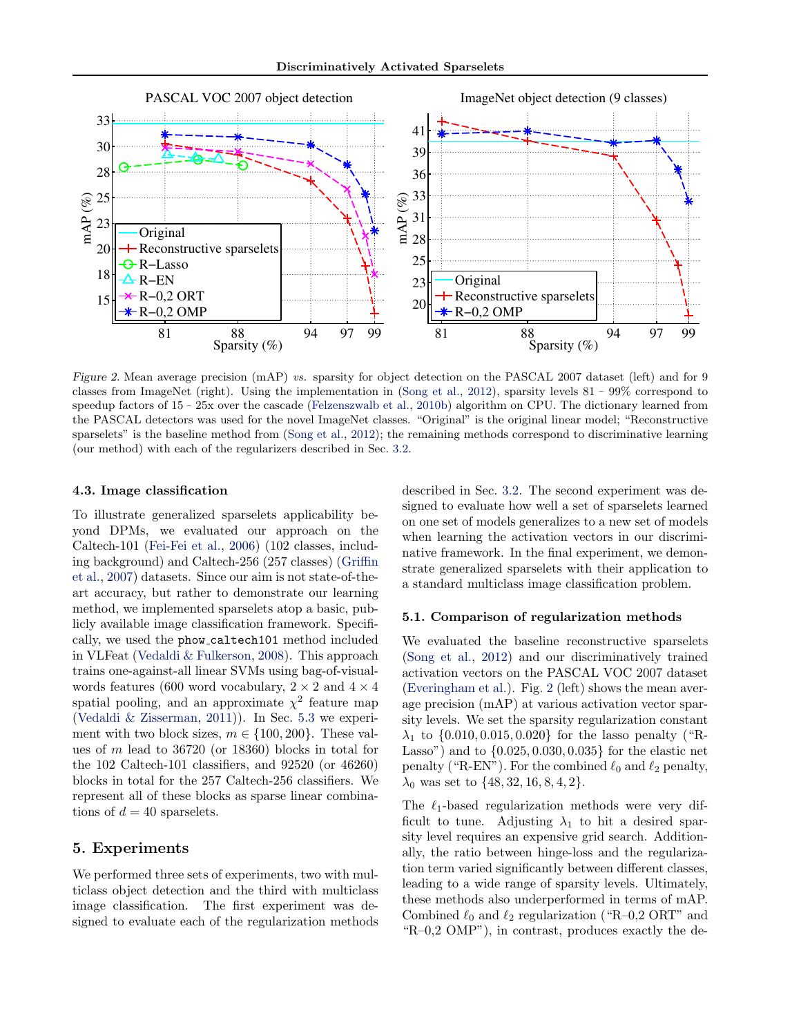*Figure 2.* Mean average precision (mAP) *vs.* sparsity for object detection on the PASCAL 2007 dataset (left) and for 9 classes from ImageNet (right). Using the implementation in (Song et al., 2012), sparsity levels 81 - 99% correspond to speedup factors of 15 - 25x over the cascade (Felzenszwalb et al., 2010b) algorithm on CPU. The dictionary learned from the PASCAL detectors was used for the novel ImageNet classes. "Original" is the original linear model; "Reconstructive sparselets" is the baseline method from (Song et al., 2012); the remaining methods correspond to discriminative learning (our method) with each of the regularizers described in Sec. 3.2.

### 4.3. Image classification

To illustrate generalized sparselets applicability beyond DPMs, we evaluated our approach on the Caltech-101 (Fei-Fei et al., 2006) (102 classes, including background) and Caltech-256 (257 classes) (Griffin et al., 2007) datasets. Since our aim is not state-of-the-art accuracy, but rather to demonstrate our learning method, we implemented sparselets atop a basic, publicly available image classification framework. Specifically, we used the `phow_caltech101` method included in VLFeat (Vedaldi & Fulkerson, 2008). This approach trains one-against-all linear SVMs using bag-of-visual-words features (600 word vocabulary, $2 \times 2$ and $4 \times 4$ spatial pooling, and an approximate $\chi^2$ feature map (Vedaldi & Zisserman, 2011)). In Sec. 5.3 we experiment with two block sizes, $m \in \{100, 200\}$. These values of $m$ lead to 36720 (or 18360) blocks in total for the 102 Caltech-101 classifiers, and 92520 (or 46260) blocks in total for the 257 Caltech-256 classifiers. We represent all of these blocks as sparse linear combinations of $d = 40$ sparselets.

## 5. Experiments

We performed three sets of experiments, two with multiclass object detection and the third with multiclass image classification. The first experiment was designed to evaluate each of the regularization methods described in Sec. 3.2. The second experiment was designed to evaluate how well a set of sparselets learned on one set of models generalizes to a new set of models when learning the activation vectors in our discriminative framework. In the final experiment, we demonstrate generalized sparselets with their application to a standard multiclass image classification problem.

### 5.1. Comparison of regularization methods

We evaluated the baseline reconstructive sparselets (Song et al., 2012) and our discriminatively trained activation vectors on the PASCAL VOC 2007 dataset (Everingham et al.). Fig. 2 (left) shows the mean average precision (mAP) at various activation vector sparsity levels. We set the sparsity regularization constant $\lambda_1$ to $\{0.010, 0.015, 0.020\}$ for the lasso penalty ("R-Lasso") and to $\{0.025, 0.030, 0.035\}$ for the elastic net penalty ("R-EN"). For the combined $\ell_0$ and $\ell_2$ penalty, $\lambda_0$ was set to $\{48, 32, 16, 8, 4, 2\}$.

The $\ell_1$-based regularization methods were very difficult to tune. Adjusting $\lambda_1$ to hit a desired sparsity level requires an expensive grid search. Additionally, the ratio between hinge-loss and the regularization term varied significantly between different classes, leading to a wide range of sparsity levels. Ultimately, these methods also underperformed in terms of mAP. Combined $\ell_0$ and $\ell_2$ regularization ("R–0,2 ORT" and "R–0,2 OMP"), in contrast, produces exactly the de-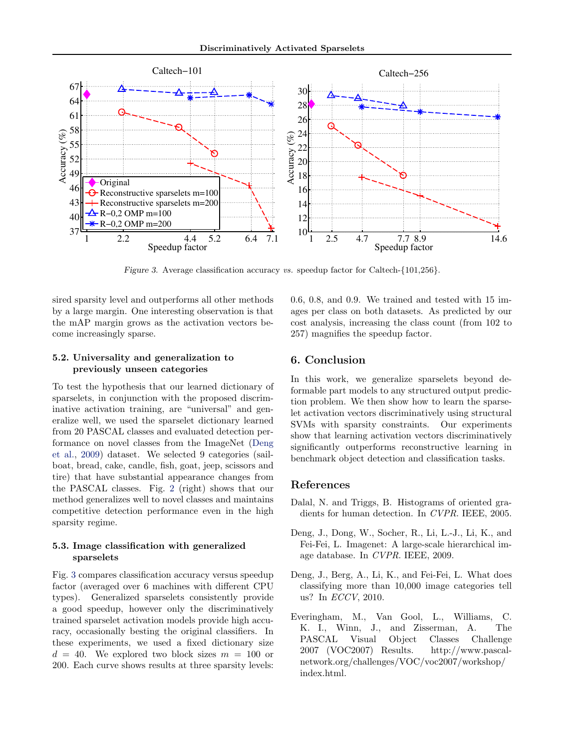Figure 3. Average classification accuracy *vs.* speedup factor for Caltech-{101,256}.

sired sparsity level and outperforms all other methods by a large margin. One interesting observation is that the mAP margin grows as the activation vectors become increasingly sparse.

### 5.2. Universality and generalization to previously unseen categories

To test the hypothesis that our learned dictionary of sparselets, in conjunction with the proposed discriminative activation training, are "universal" and generalize well, we used the sparselet dictionary learned from 20 PASCAL classes and evaluated detection performance on novel classes from the ImageNet (Deng et al., 2009) dataset. We selected 9 categories (sailboat, bread, cake, candle, fish, goat, jeep, scissors and tire) that have substantial appearance changes from the PASCAL classes. Fig. 2 (right) shows that our method generalizes well to novel classes and maintains competitive detection performance even in the high sparsity regime.

### 5.3. Image classification with generalized sparselets

Fig. 3 compares classification accuracy versus speedup factor (averaged over 6 machines with different CPU types). Generalized sparselets consistently provide a good speedup, however only the discriminatively trained sparselet activation models provide high accuracy, occasionally besting the original classifiers. In these experiments, we used a fixed dictionary size $d = 40$. We explored two block sizes $m = 100$ or 200. Each curve shows results at three sparsity levels: 0.6, 0.8, and 0.9. We trained and tested with 15 images per class on both datasets. As predicted by our cost analysis, increasing the class count (from 102 to 257) magnifies the speedup factor.

## 6. Conclusion

In this work, we generalize sparselets beyond deformable part models to any structured output prediction problem. We then show how to learn the sparselet activation vectors discriminatively using structural SVMs with sparsity constraints. Our experiments show that learning activation vectors discriminatively significantly outperforms reconstructive learning in benchmark object detection and classification tasks.

## References

Dalal, N. and Triggs, B. Histograms of oriented gradients for human detection. In *CVPR*. IEEE, 2005.

Deng, J., Dong, W., Socher, R., Li, L.-J., Li, K., and Fei-Fei, L. Imagenet: A large-scale hierarchical image database. In *CVPR*. IEEE, 2009.

Deng, J., Berg, A., Li, K., and Fei-Fei, L. What does classifying more than 10,000 image categories tell us? In *ECCV*, 2010.

Everingham, M., Van Gool, L., Williams, C. K. I., Winn, J., and Zisserman, A. The PASCAL Visual Object Classes Challenge 2007 (VOC2007) Results. http://www.pascal-network.org/challenges/VOC/voc2007/workshop/index.html.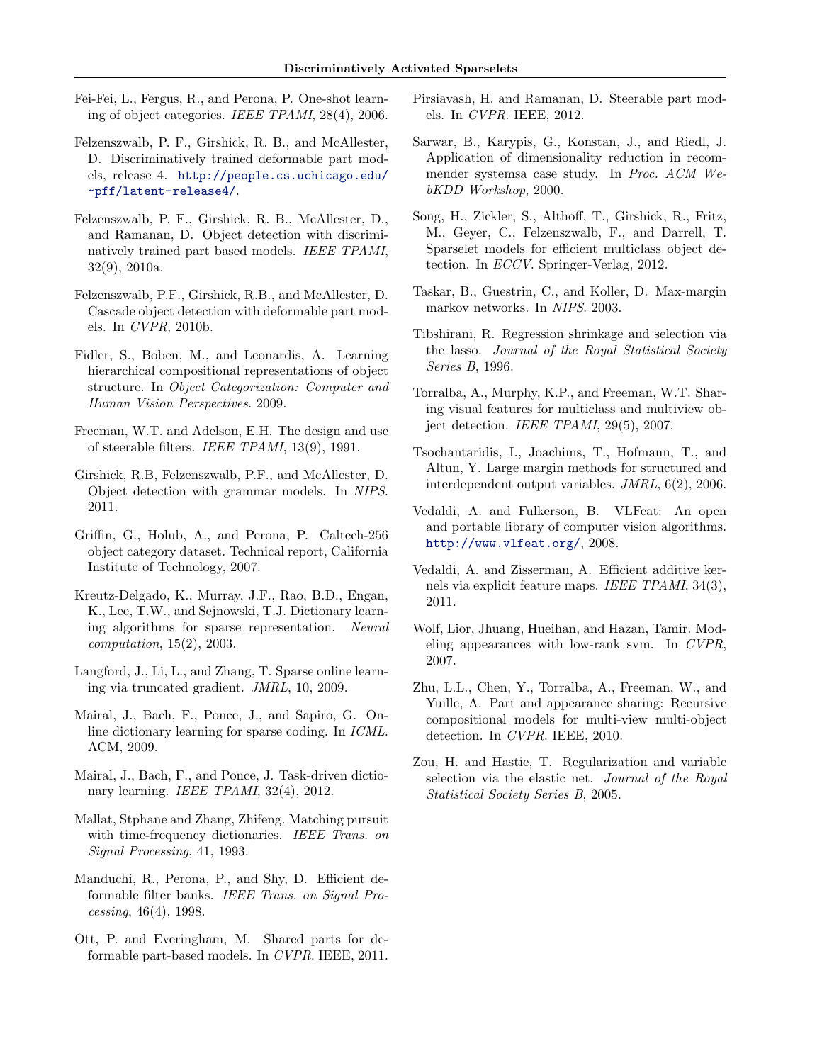Fei-Fei, L., Fergus, R., and Perona, P. One-shot learning of object categories. *IEEE TPAMI*, 28(4), 2006.

Felzenszwalb, P. F., Girshick, R. B., and McAllester, D. Discriminatively trained deformable part models, release 4. http://people.cs.uchicago.edu/~pff/latent-release4/.

Felzenszwalb, P. F., Girshick, R. B., McAllester, D., and Ramanan, D. Object detection with discriminatively trained part based models. *IEEE TPAMI*, 32(9), 2010a.

Felzenszwalb, P.F., Girshick, R.B., and McAllester, D. Cascade object detection with deformable part models. In *CVPR*, 2010b.

Fidler, S., Boben, M., and Leonardis, A. Learning hierarchical compositional representations of object structure. In *Object Categorization: Computer and Human Vision Perspectives*. 2009.

Freeman, W.T. and Adelson, E.H. The design and use of steerable filters. *IEEE TPAMI*, 13(9), 1991.

Girshick, R.B, Felzenszwalb, P.F., and McAllester, D. Object detection with grammar models. In *NIPS*. 2011.

Griffin, G., Holub, A., and Perona, P. Caltech-256 object category dataset. Technical report, California Institute of Technology, 2007.

Kreutz-Delgado, K., Murray, J.F., Rao, B.D., Engan, K., Lee, T.W., and Sejnowski, T.J. Dictionary learning algorithms for sparse representation. *Neural computation*, 15(2), 2003.

Langford, J., Li, L., and Zhang, T. Sparse online learning via truncated gradient. *JMRL*, 10, 2009.

Mairal, J., Bach, F., Ponce, J., and Sapiro, G. Online dictionary learning for sparse coding. In *ICML*. ACM, 2009.

Mairal, J., Bach, F., and Ponce, J. Task-driven dictionary learning. *IEEE TPAMI*, 32(4), 2012.

Mallat, Stphane and Zhang, Zhifeng. Matching pursuit with time-frequency dictionaries. *IEEE Trans. on Signal Processing*, 41, 1993.

Manduchi, R., Perona, P., and Shy, D. Efficient deformable filter banks. *IEEE Trans. on Signal Processing*, 46(4), 1998.

Ott, P. and Everingham, M. Shared parts for deformable part-based models. In *CVPR*. IEEE, 2011.

Pirsiavash, H. and Ramanan, D. Steerable part models. In *CVPR*. IEEE, 2012.

Sarwar, B., Karypis, G., Konstan, J., and Riedl, J. Application of dimensionality reduction in recommender systemsa case study. In *Proc. ACM WebKDD Workshop*, 2000.

Song, H., Zickler, S., Althoff, T., Girshick, R., Fritz, M., Geyer, C., Felzenszwalb, F., and Darrell, T. Sparselet models for efficient multiclass object detection. In *ECCV*. Springer-Verlag, 2012.

Taskar, B., Guestrin, C., and Koller, D. Max-margin markov networks. In *NIPS*. 2003.

Tibshirani, R. Regression shrinkage and selection via the lasso. *Journal of the Royal Statistical Society Series B*, 1996.

Torralba, A., Murphy, K.P., and Freeman, W.T. Sharing visual features for multiclass and multiview object detection. *IEEE TPAMI*, 29(5), 2007.

Tsochantaridis, I., Joachims, T., Hofmann, T., and Altun, Y. Large margin methods for structured and interdependent output variables. *JMRL*, 6(2), 2006.

Vedaldi, A. and Fulkerson, B. VLFeat: An open and portable library of computer vision algorithms. http://www.vlfeat.org/, 2008.

Vedaldi, A. and Zisserman, A. Efficient additive kernels via explicit feature maps. *IEEE TPAMI*, 34(3), 2011.

Wolf, Lior, Jhuang, Hueihan, and Hazan, Tamir. Modeling appearances with low-rank svm. In *CVPR*, 2007.

Zhu, L.L., Chen, Y., Torralba, A., Freeman, W., and Yuille, A. Part and appearance sharing: Recursive compositional models for multi-view multi-object detection. In *CVPR*. IEEE, 2010.

Zou, H. and Hastie, T. Regularization and variable selection via the elastic net. *Journal of the Royal Statistical Society Series B*, 2005.